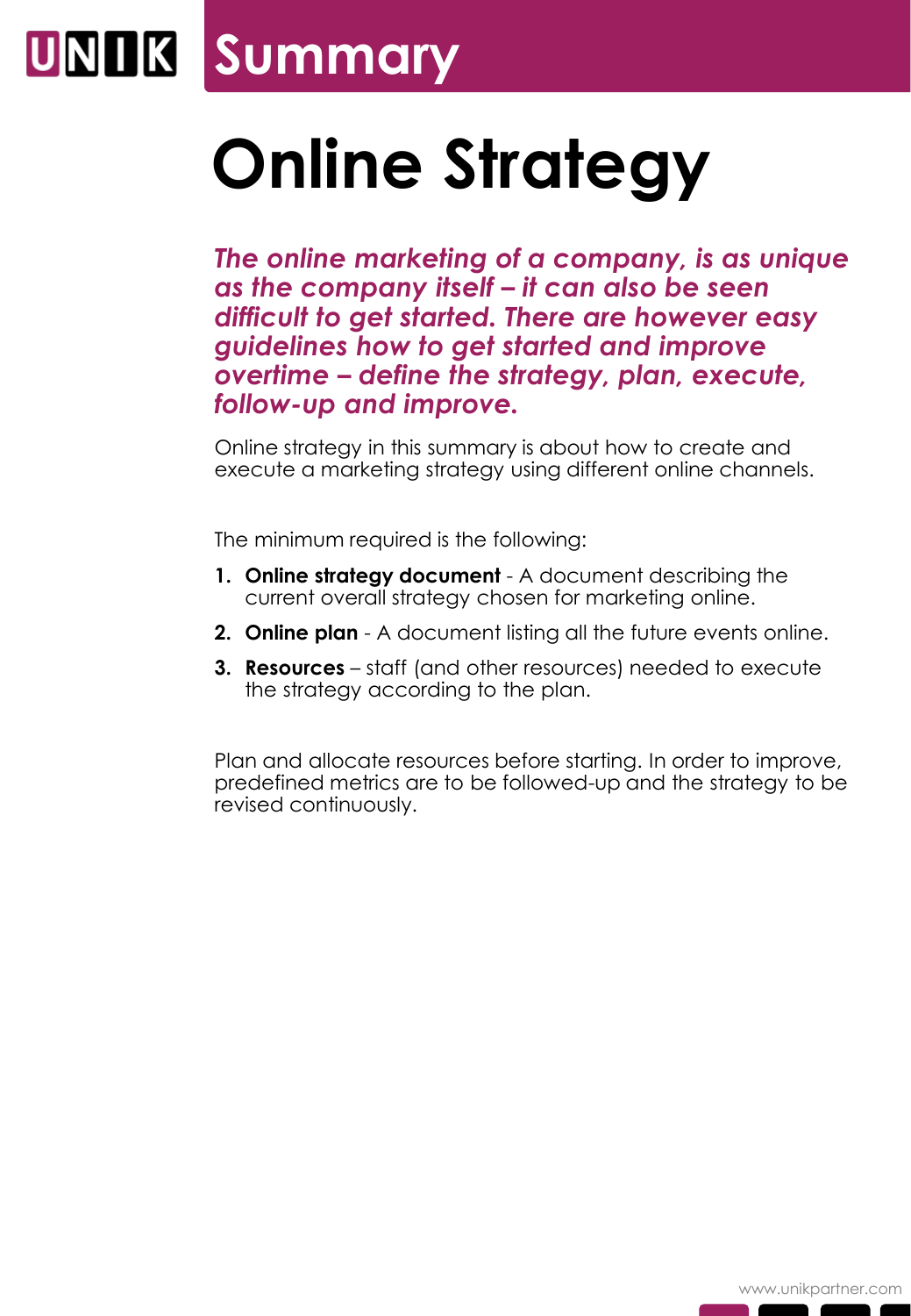# Summary

# Online Strategy

***The online marketing of a company, is as unique as the company itself – it can also be seen difficult to get started. There are however easy guidelines how to get started and improve overtime – define the strategy, plan, execute, follow-up and improve.***

Online strategy in this summary is about how to create and execute a marketing strategy using different online channels.

The minimum required is the following:

1. **Online strategy document** - A document describing the current overall strategy chosen for marketing online.
2. **Online plan** - A document listing all the future events online.
3. **Resources** – staff (and other resources) needed to execute the strategy according to the plan.

Plan and allocate resources before starting. In order to improve, predefined metrics are to be followed-up and the strategy to be revised continuously.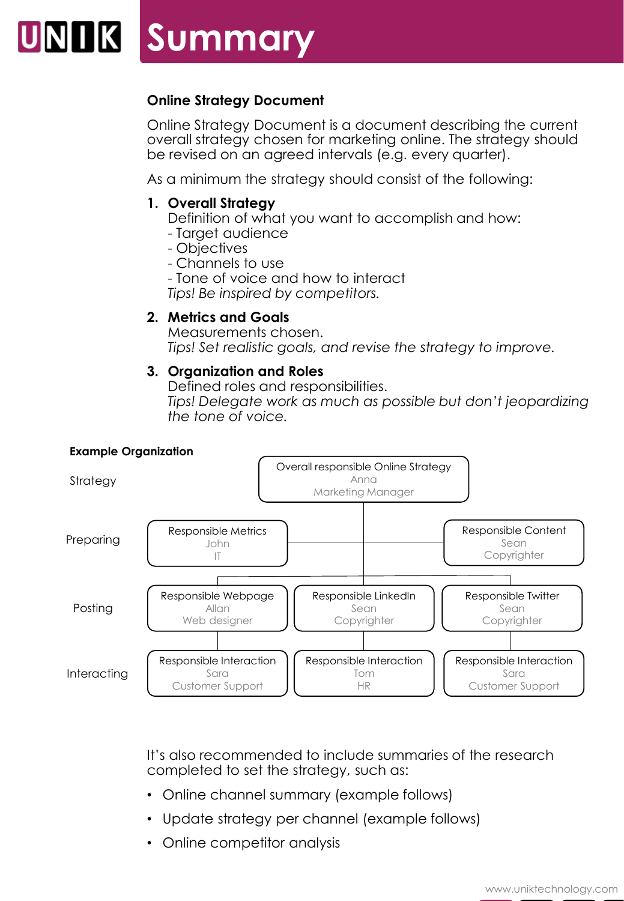# Summary

**Online Strategy Document**

Online Strategy Document is a document describing the current overall strategy chosen for marketing online. The strategy should be revised on an agreed intervals (e.g. every quarter).

As a minimum the strategy should consist of the following:

1. **Overall Strategy**
   Definition of what you want to accomplish and how:
   - Target audience
   - Objectives
   - Channels to use
   - Tone of voice and how to interact
   *Tips! Be inspired by competitors.*

2. **Metrics and Goals**
   Measurements chosen.
   *Tips! Set realistic goals, and revise the strategy to improve.*

3. **Organization and Roles**
   Defined roles and responsibilities.
   *Tips! Delegate work as much as possible but don't jeopardizing the tone of voice.*

**Example Organization**

| | | | |
|---|---|---|---|
| Strategy | | Overall responsible Online Strategy<br>Anna<br>Marketing Manager | |
| Preparing | Responsible Metrics<br>John<br>IT | | Responsible Content<br>Sean<br>Copyrighter |
| Posting | Responsible Webpage<br>Allan<br>Web designer | Responsible LinkedIn<br>Sean<br>Copyrighter | Responsible Twitter<br>Sean<br>Copyrighter |
| Interacting | Responsible Interaction<br>Sara<br>Customer Support | Responsible Interaction<br>Tom<br>HR | Responsible Interaction<br>Sara<br>Customer Support |

It's also recommended to include summaries of the research completed to set the strategy, such as:

- Online channel summary (example follows)
- Update strategy per channel (example follows)
- Online competitor analysis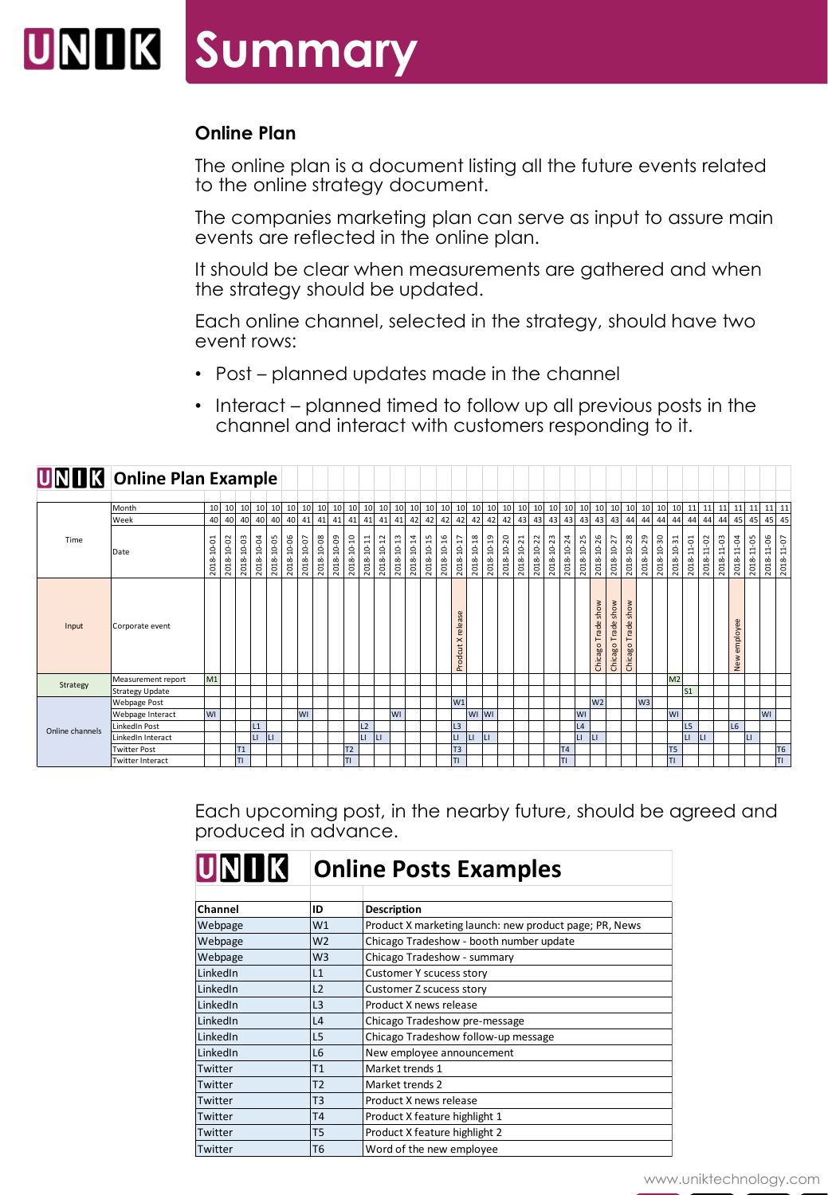# Summary

### Online Plan

The online plan is a document listing all the future events related to the online strategy document.

The companies marketing plan can serve as input to assure main events are reflected in the online plan.

It should be clear when measurements are gathered and when the strategy should be updated.

Each online channel, selected in the strategy, should have two event rows:

- Post – planned updates made in the channel
- Interact – planned timed to follow up all previous posts in the channel and interact with customers responding to it.

## Online Plan Example

| | | | | | | | | | | | | | | | | | | | | | | | | | | | | | | | | | | | | | | | |
|---|---|---|---|---|---|---|---|---|---|---|---|---|---|---|---|---|---|---|---|---|---|---|---|---|---|---|---|---|---|---|---|---|---|---|---|---|---|---|---|
| Time | Month | 10 | 10 | 10 | 10 | 10 | 10 | 10 | 10 | 10 | 10 | 10 | 10 | 10 | 10 | 10 | 10 | 10 | 10 | 10 | 10 | 10 | 10 | 10 | 10 | 10 | 10 | 10 | 10 | 10 | 10 | 10 | 11 | 11 | 11 | 11 | 11 | 11 | 11 |
| | Week | 40 | 40 | 40 | 40 | 40 | 40 | 41 | 41 | 41 | 41 | 41 | 41 | 41 | 42 | 42 | 42 | 42 | 42 | 42 | 42 | 43 | 43 | 43 | 43 | 43 | 43 | 43 | 44 | 44 | 44 | 44 | 44 | 44 | 44 | 45 | 45 | 45 | 45 |
| | Date | 2018-10-01 | 2018-10-02 | 2018-10-03 | 2018-10-04 | 2018-10-05 | 2018-10-06 | 2018-10-07 | 2018-10-08 | 2018-10-09 | 2018-10-10 | 2018-10-11 | 2018-10-12 | 2018-10-13 | 2018-10-14 | 2018-10-15 | 2018-10-16 | 2018-10-17 | 2018-10-18 | 2018-10-19 | 2018-10-20 | 2018-10-21 | 2018-10-22 | 2018-10-23 | 2018-10-24 | 2018-10-25 | 2018-10-26 | 2018-10-27 | 2018-10-28 | 2018-10-29 | 2018-10-30 | 2018-10-31 | 2018-11-01 | 2018-11-02 | 2018-11-03 | 2018-11-04 | 2018-11-05 | 2018-11-06 | 2018-11-07 |
| Input | Corporate event | | | | | | | | | | | | | | | | | Prodcut X release | | | | | | | | | Chicago Trade show | Chicago Trade show | Chicago Trade show | | | | | | | New employee | | | |
| Strategy | Measurement report | M1 | | | | | | | | | | | | | | | | | | | | | | | | | | | | | | M2 | | | | | | | |
| | Strategy Update | | | | | | | | | | | | | | | | | | | | | | | | | | | | | | | | S1 | | | | | | |
| Online channels | Webpage Post | | | | | | | | | | | | | | | | | W1 | | | | | | | | | W2 | | | W3 | | | | | | | | | |
| | Webpage Interact | WI | | | | | | WI | | | | | | WI | | | | | WI | WI | | | | | | WI | | | | | | WI | | | | | | WI | |
| | LinkedIn Post | | | | L1 | | | | | | | L2 | | | | | | L3 | | | | | | | | L4 | | | | | | | L5 | | | L6 | | | |
| | LinkedIn Interact | | | | LI | LI | | | | | | LI | LI | | | | | LI | LI | LI | | | | | | LI | LI | | | | | | LI | LI | | | LI | | |
| | Twitter Post | | | T1 | | | | | | | T2 | | | | | | | T3 | | | | | | | T4 | | | | | | | T5 | | | | | | | T6 |
| | Twitter Interact | | | TI | | | | | | | TI | | | | | | | TI | | | | | | | TI | | | | | | | TI | | | | | | | TI |

Each upcoming post, in the nearby future, should be agreed and produced in advance.

## Online Posts Examples

| Channel | ID | Description |
|---|---|---|
| Webpage | W1 | Product X marketing launch: new product page; PR, News |
| Webpage | W2 | Chicago Tradeshow - booth number update |
| Webpage | W3 | Chicago Tradeshow - summary |
| LinkedIn | L1 | Customer Y scucess story |
| LinkedIn | L2 | Customer Z scucess story |
| LinkedIn | L3 | Product X news release |
| LinkedIn | L4 | Chicago Tradeshow pre-message |
| LinkedIn | L5 | Chicago Tradeshow follow-up message |
| LinkedIn | L6 | New employee announcement |
| Twitter | T1 | Market trends 1 |
| Twitter | T2 | Market trends 2 |
| Twitter | T3 | Product X news release |
| Twitter | T4 | Product X feature highlight 1 |
| Twitter | T5 | Product X feature highlight 2 |
| Twitter | T6 | Word of the new employee |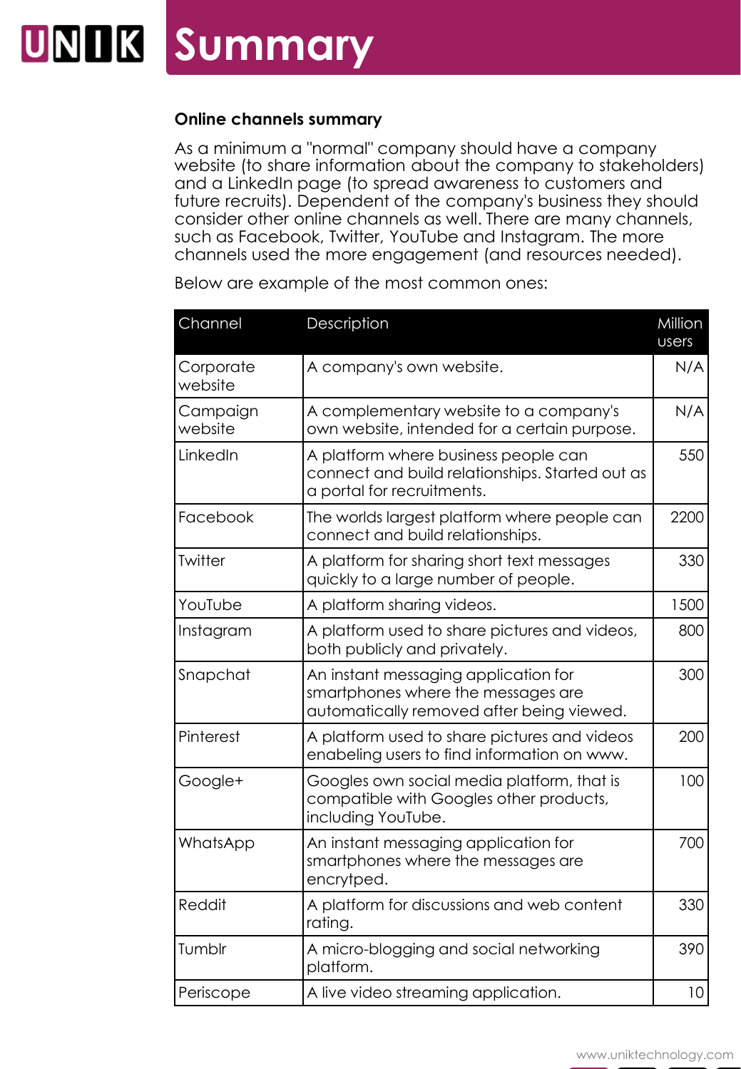# Summary

### Online channels summary

As a minimum a "normal" company should have a company website (to share information about the company to stakeholders) and a LinkedIn page (to spread awareness to customers and future recruits). Dependent of the company's business they should consider other online channels as well. There are many channels, such as Facebook, Twitter, YouTube and Instagram. The more channels used the more engagement (and resources needed).

Below are example of the most common ones:

| Channel | Description | Million users |
|---|---|---|
| Corporate website | A company's own website. | N/A |
| Campaign website | A complementary website to a company's own website, intended for a certain purpose. | N/A |
| LinkedIn | A platform where business people can connect and build relationships. Started out as a portal for recruitments. | 550 |
| Facebook | The worlds largest platform where people can connect and build relationships. | 2200 |
| Twitter | A platform for sharing short text messages quickly to a large number of people. | 330 |
| YouTube | A platform sharing videos. | 1500 |
| Instagram | A platform used to share pictures and videos, both publicly and privately. | 800 |
| Snapchat | An instant messaging application for smartphones where the messages are automatically removed after being viewed. | 300 |
| Pinterest | A platform used to share pictures and videos enabeling users to find information on www. | 200 |
| Google+ | Googles own social media platform, that is compatible with Googles other products, including YouTube. | 100 |
| WhatsApp | An instant messaging application for smartphones where the messages are encrytped. | 700 |
| Reddit | A platform for discussions and web content rating. | 330 |
| Tumblr | A micro-blogging and social networking platform. | 390 |
| Periscope | A live video streaming application. | 10 |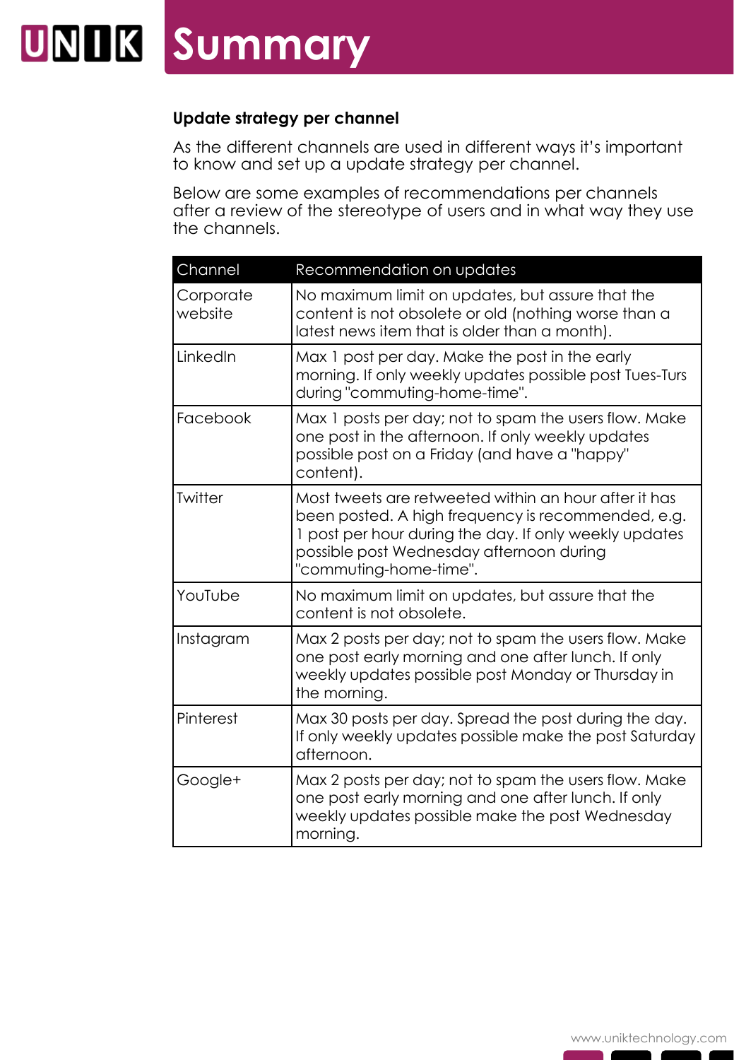# Summary

### Update strategy per channel

As the different channels are used in different ways it's important to know and set up a update strategy per channel.

Below are some examples of recommendations per channels after a review of the stereotype of users and in what way they use the channels.

| Channel | Recommendation on updates |
|---|---|
| Corporate website | No maximum limit on updates, but assure that the content is not obsolete or old (nothing worse than a latest news item that is older than a month). |
| LinkedIn | Max 1 post per day. Make the post in the early morning. If only weekly updates possible post Tues-Turs during "commuting-home-time". |
| Facebook | Max 1 posts per day; not to spam the users flow. Make one post in the afternoon. If only weekly updates possible post on a Friday (and have a "happy" content). |
| Twitter | Most tweets are retweeted within an hour after it has been posted. A high frequency is recommended, e.g. 1 post per hour during the day. If only weekly updates possible post Wednesday afternoon during "commuting-home-time". |
| YouTube | No maximum limit on updates, but assure that the content is not obsolete. |
| Instagram | Max 2 posts per day; not to spam the users flow. Make one post early morning and one after lunch. If only weekly updates possible post Monday or Thursday in the morning. |
| Pinterest | Max 30 posts per day. Spread the post during the day. If only weekly updates possible make the post Saturday afternoon. |
| Google+ | Max 2 posts per day; not to spam the users flow. Make one post early morning and one after lunch. If only weekly updates possible make the post Wednesday morning. |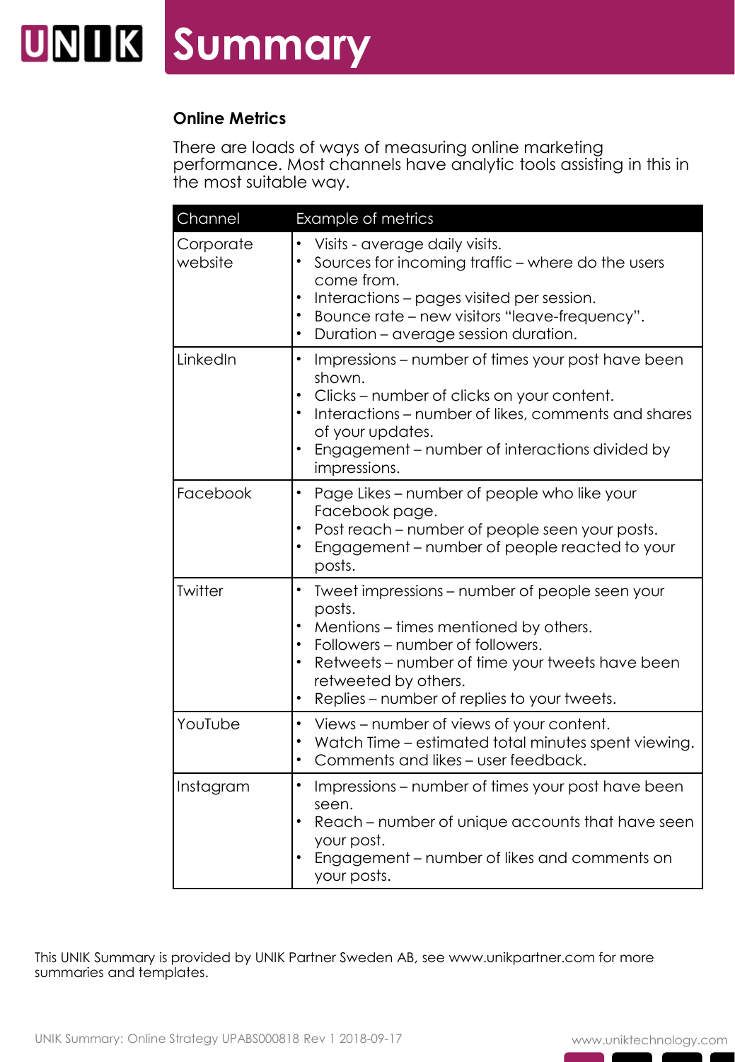# Summary

**Online Metrics**

There are loads of ways of measuring online marketing performance. Most channels have analytic tools assisting in this in the most suitable way.

| Channel | Example of metrics |
|---|---|
| Corporate website | • Visits - average daily visits.<br>• Sources for incoming traffic – where do the users come from.<br>• Interactions – pages visited per session.<br>• Bounce rate – new visitors "leave-frequency".<br>• Duration – average session duration. |
| LinkedIn | • Impressions – number of times your post have been shown.<br>• Clicks – number of clicks on your content.<br>• Interactions – number of likes, comments and shares of your updates.<br>• Engagement – number of interactions divided by impressions. |
| Facebook | • Page Likes – number of people who like your Facebook page.<br>• Post reach – number of people seen your posts.<br>• Engagement – number of people reacted to your posts. |
| Twitter | • Tweet impressions – number of people seen your posts.<br>• Mentions – times mentioned by others.<br>• Followers – number of followers.<br>• Retweets – number of time your tweets have been retweeted by others.<br>• Replies – number of replies to your tweets. |
| YouTube | • Views – number of views of your content.<br>• Watch Time – estimated total minutes spent viewing.<br>• Comments and likes – user feedback. |
| Instagram | • Impressions – number of times your post have been seen.<br>• Reach – number of unique accounts that have seen your post.<br>• Engagement – number of likes and comments on your posts. |

This UNIK Summary is provided by UNIK Partner Sweden AB, see www.unikpartner.com for more summaries and templates.